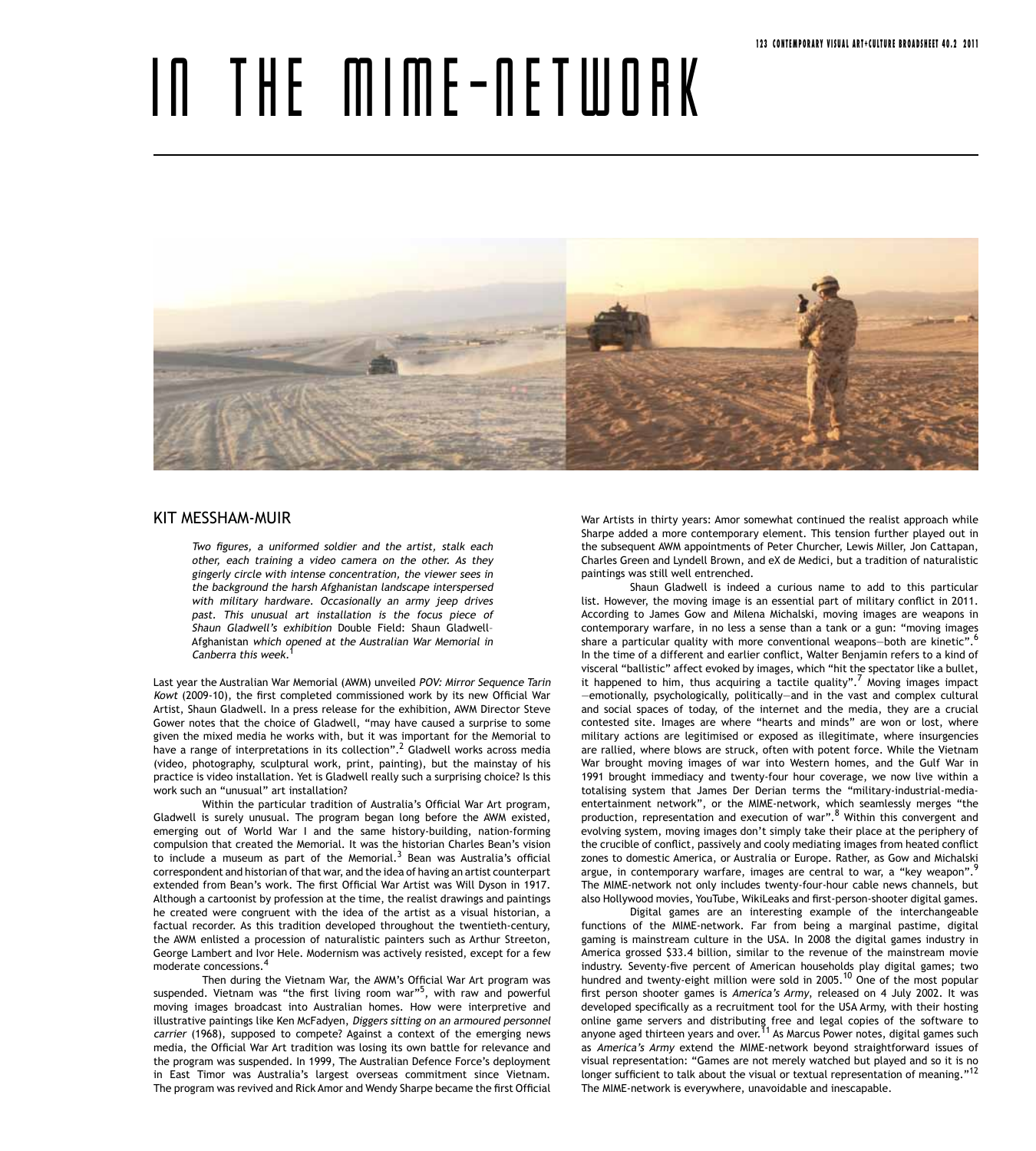# IN THE MIME-NETWORK

KIT MESSHAM-MUIR

> *Two figures, a uniformed soldier and the artist, stalk each other, each training a video camera on the other. As they gingerly circle with intense concentration, the viewer sees in the background the harsh Afghanistan landscape interspersed with military hardware. Occasionally an army jeep drives past. This unusual art installation is the focus piece of Shaun Gladwell's exhibition* Double Field: Shaun Gladwell–Afghanistan *which opened at the Australian War Memorial in Canberra this week.*[1]

Last year the Australian War Memorial (AWM) unveiled *POV: Mirror Sequence Tarin Kowt* (2009-10), the first completed commissioned work by its new Official War Artist, Shaun Gladwell. In a press release for the exhibition, AWM Director Steve Gower notes that the choice of Gladwell, "may have caused a surprise to some given the mixed media he works with, but it was important for the Memorial to have a range of interpretations in its collection".[2] Gladwell works across media (video, photography, sculptural work, print, painting), but the mainstay of his practice is video installation. Yet is Gladwell really such a surprising choice? Is this work such an "unusual" art installation?

Within the particular tradition of Australia's Official War Art program, Gladwell is surely unusual. The program began long before the AWM existed, emerging out of World War I and the same history-building, nation-forming compulsion that created the Memorial. It was the historian Charles Bean's vision to include a museum as part of the Memorial.[3] Bean was Australia's official correspondent and historian of that war, and the idea of having an artist counterpart extended from Bean's work. The first Official War Artist was Will Dyson in 1917. Although a cartoonist by profession at the time, the realist drawings and paintings he created were congruent with the idea of the artist as a visual historian, a factual recorder. As this tradition developed throughout the twentieth-century, the AWM enlisted a procession of naturalistic painters such as Arthur Streeton, George Lambert and Ivor Hele. Modernism was actively resisted, except for a few moderate concessions.[4]

Then during the Vietnam War, the AWM's Official War Art program was suspended. Vietnam was "the first living room war"[5], with raw and powerful moving images broadcast into Australian homes. How were interpretive and illustrative paintings like Ken McFadyen, *Diggers sitting on an armoured personnel carrier* (1968), supposed to compete? Against a context of the emerging news media, the Official War Art tradition was losing its own battle for relevance and the program was suspended. In 1999, The Australian Defence Force's deployment in East Timor was Australia's largest overseas commitment since Vietnam. The program was revived and Rick Amor and Wendy Sharpe became the first Official War Artists in thirty years: Amor somewhat continued the realist approach while Sharpe added a more contemporary element. This tension further played out in the subsequent AWM appointments of Peter Churcher, Lewis Miller, Jon Cattapan, Charles Green and Lyndell Brown, and eX de Medici, but a tradition of naturalistic paintings was still well entrenched.

Shaun Gladwell is indeed a curious name to add to this particular list. However, the moving image is an essential part of military conflict in 2011. According to James Gow and Milena Michalski, moving images are weapons in contemporary warfare, in no less a sense than a tank or a gun: "moving images share a particular quality with more conventional weapons—both are kinetic".[6] In the time of a different and earlier conflict, Walter Benjamin refers to a kind of visceral "ballistic" affect evoked by images, which "hit the spectator like a bullet, it happened to him, thus acquiring a tactile quality".[7] Moving images impact —emotionally, psychologically, politically—and in the vast and complex cultural and social spaces of today, of the internet and the media, they are a crucial contested site. Images are where "hearts and minds" are won or lost, where military actions are legitimised or exposed as illegitimate, where insurgencies are rallied, where blows are struck, often with potent force. While the Vietnam War brought moving images of war into Western homes, and the Gulf War in 1991 brought immediacy and twenty-four hour coverage, we now live within a totalising system that James Der Derian terms the "military-industrial-media-entertainment network", or the MIME-network, which seamlessly merges "the production, representation and execution of war".[8] Within this convergent and evolving system, moving images don't simply take their place at the periphery of the crucible of conflict, passively and cooly mediating images from heated conflict zones to domestic America, or Australia or Europe. Rather, as Gow and Michalski argue, in contemporary warfare, images are central to war, a "key weapon".[9] The MIME-network not only includes twenty-four-hour cable news channels, but also Hollywood movies, YouTube, WikiLeaks and first-person-shooter digital games.

Digital games are an interesting example of the interchangeable functions of the MIME-network. Far from being a marginal pastime, digital gaming is mainstream culture in the USA. In 2008 the digital games industry in America grossed $33.4 billion, similar to the revenue of the mainstream movie industry. Seventy-five percent of American households play digital games; two hundred and twenty-eight million were sold in 2005.[10] One of the most popular first person shooter games is *America's Army*, released on 4 July 2002. It was developed specifically as a recruitment tool for the USA Army, with their hosting online game servers and distributing free and legal copies of the software to anyone aged thirteen years and over.[11] As Marcus Power notes, digital games such as *America's Army* extend the MIME-network beyond straightforward issues of visual representation: "Games are not merely watched but played and so it is no longer sufficient to talk about the visual or textual representation of meaning."[12] The MIME-network is everywhere, unavoidable and inescapable.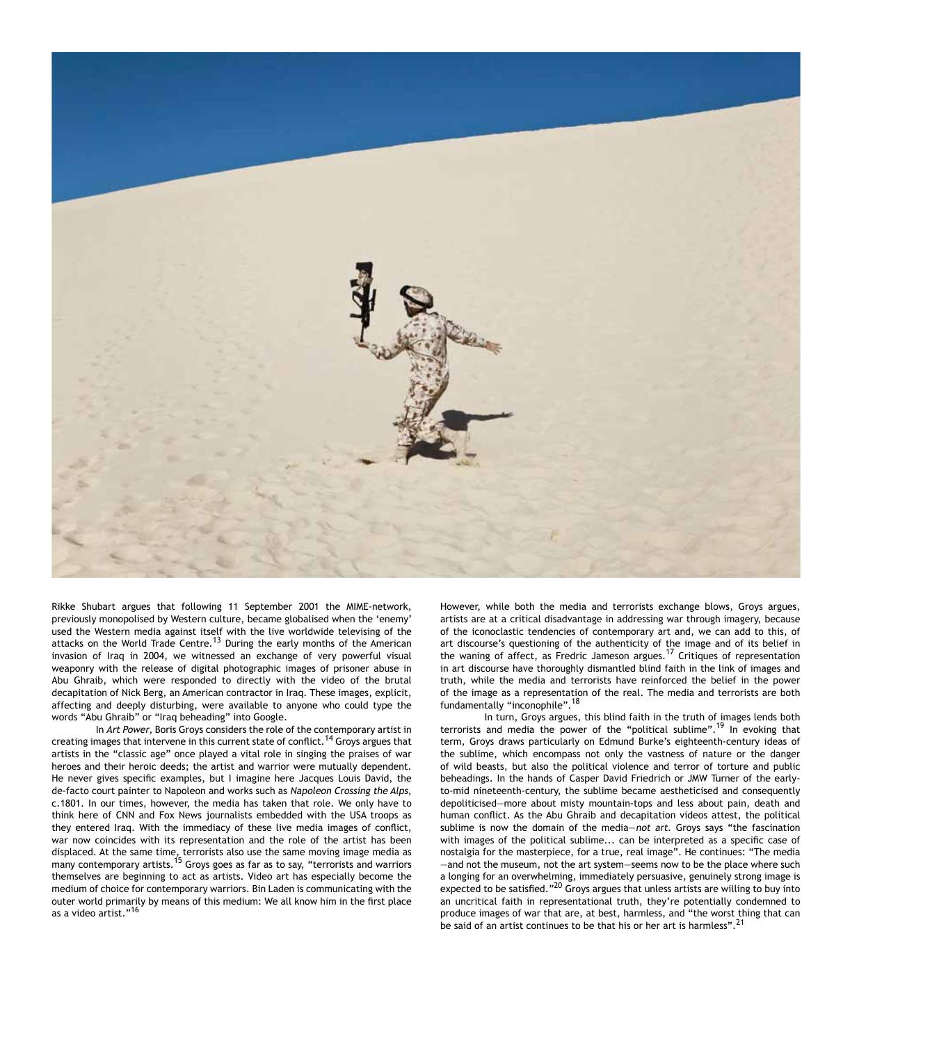Rikke Shubart argues that following 11 September 2001 the MIME-network, previously monopolised by Western culture, became globalised when the 'enemy' used the Western media against itself with the live worldwide televising of the attacks on the World Trade Centre.[13] During the early months of the American invasion of Iraq in 2004, we witnessed an exchange of very powerful visual weaponry with the release of digital photographic images of prisoner abuse in Abu Ghraib, which were responded to directly with the video of the brutal decapitation of Nick Berg, an American contractor in Iraq. These images, explicit, affecting and deeply disturbing, were available to anyone who could type the words "Abu Ghraib" or "Iraq beheading" into Google.

In *Art Power*, Boris Groys considers the role of the contemporary artist in creating images that intervene in this current state of conflict.[14] Groys argues that artists in the "classic age" once played a vital role in singing the praises of war heroes and their heroic deeds; the artist and warrior were mutually dependent. He never gives specific examples, but I imagine here Jacques Louis David, the de-facto court painter to Napoleon and works such as *Napoleon Crossing the Alps*, c.1801. In our times, however, the media has taken that role. We only have to think here of CNN and Fox News journalists embedded with the USA troops as they entered Iraq. With the immediacy of these live media images of conflict, war now coincides with its representation and the role of the artist has been displaced. At the same time, terrorists also use the same moving image media as many contemporary artists.[15] Groys goes as far as to say, "terrorists and warriors themselves are beginning to act as artists. Video art has especially become the medium of choice for contemporary warriors. Bin Laden is communicating with the outer world primarily by means of this medium: We all know him in the first place as a video artist."[16]

However, while both the media and terrorists exchange blows, Groys argues, artists are at a critical disadvantage in addressing war through imagery, because of the iconoclastic tendencies of contemporary art and, we can add to this, of art discourse's questioning of the authenticity of the image and of its belief in the waning of affect, as Fredric Jameson argues.[17] Critiques of representation in art discourse have thoroughly dismantled blind faith in the link of images and truth, while the media and terrorists have reinforced the belief in the power of the image as a representation of the real. The media and terrorists are both fundamentally "inconophile".[18]

In turn, Groys argues, this blind faith in the truth of images lends both terrorists and media the power of the "political sublime".[19] In evoking that term, Groys draws particularly on Edmund Burke's eighteenth-century ideas of the sublime, which encompass not only the vastness of nature or the danger of wild beasts, but also the political violence and terror of torture and public beheadings. In the hands of Casper David Friedrich or JMW Turner of the early-to-mid nineteenth-century, the sublime became aestheticised and consequently depoliticised—more about misty mountain-tops and less about pain, death and human conflict. As the Abu Ghraib and decapitation videos attest, the political sublime is now the domain of the media—*not art*. Groys says "the fascination with images of the political sublime... can be interpreted as a specific case of nostalgia for the masterpiece, for a true, real image". He continues: "The media —and not the museum, not the art system—seems now to be the place where such a longing for an overwhelming, immediately persuasive, genuinely strong image is expected to be satisfied."[20] Groys argues that unless artists are willing to buy into an uncritical faith in representational truth, they're potentially condemned to produce images of war that are, at best, harmless, and "the worst thing that can be said of an artist continues to be that his or her art is harmless".[21]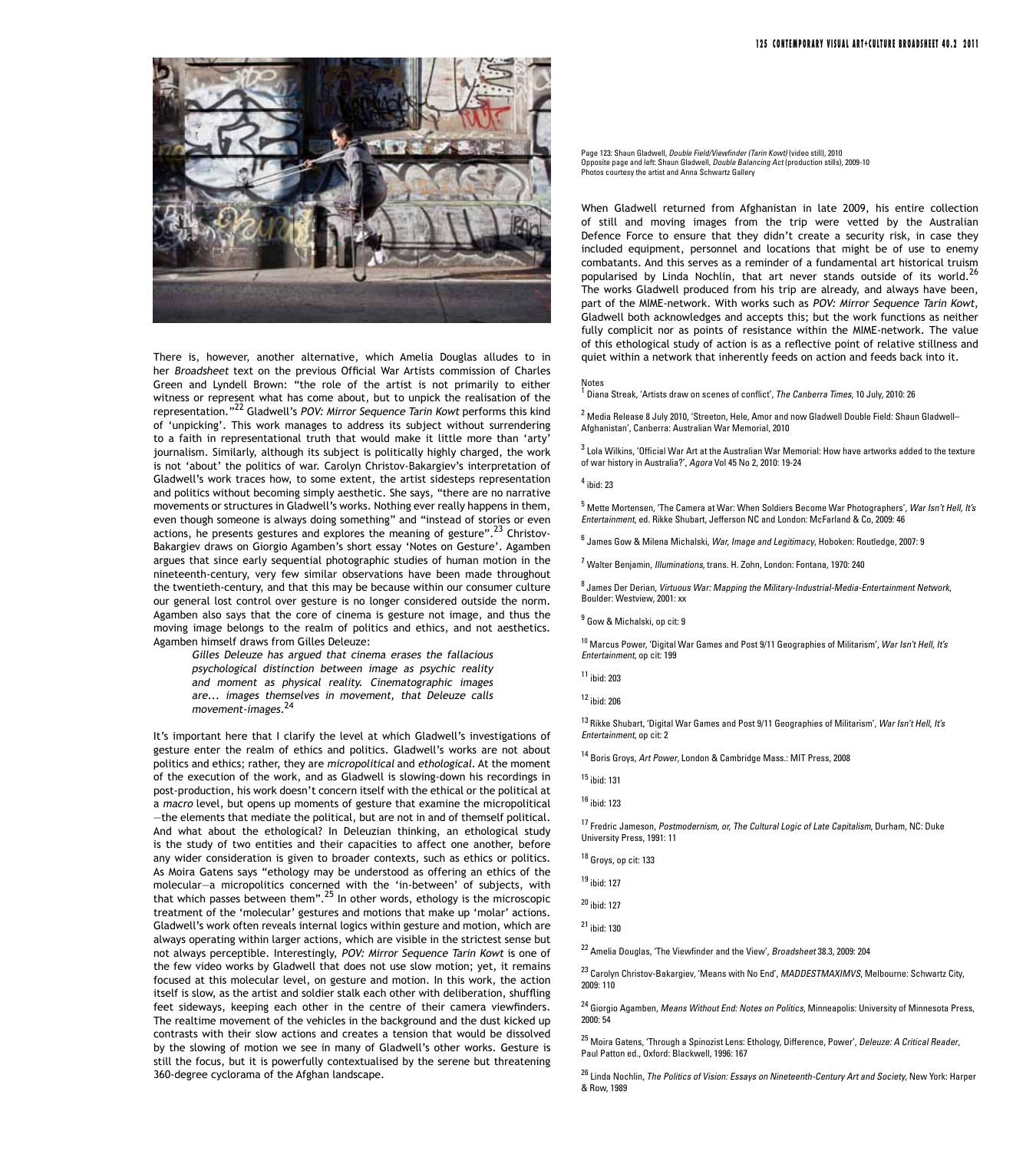Page 123: Shaun Gladwell, *Double Field/Viewfinder (Tarin Kowt)* (video still), 2010
Opposite page and left: Shaun Gladwell, *Double Balancing Act* (production stills), 2009-10
Photos courtesy the artist and Anna Schwartz Gallery

There is, however, another alternative, which Amelia Douglas alludes to in her *Broadsheet* text on the previous Official War Artists commission of Charles Green and Lyndell Brown: "the role of the artist is not primarily to either witness or represent what has come about, but to unpick the realisation of the representation."[22] Gladwell's *POV: Mirror Sequence Tarin Kowt* performs this kind of 'unpicking'. This work manages to address its subject without surrendering to a faith in representational truth that would make it little more than 'arty' journalism. Similarly, although its subject is politically highly charged, the work is not 'about' the politics of war. Carolyn Christov-Bakargiev's interpretation of Gladwell's work traces how, to some extent, the artist sidesteps representation and politics without becoming simply aesthetic. She says, "there are no narrative movements or structures in Gladwell's works. Nothing ever really happens in them, even though someone is always doing something" and "instead of stories or even actions, he presents gestures and explores the meaning of gesture".[23] Christov-Bakargiev draws on Giorgio Agamben's short essay 'Notes on Gesture'. Agamben argues that since early sequential photographic studies of human motion in the nineteenth-century, very few similar observations have been made throughout the twentieth-century, and that this may be because within our consumer culture our general lost control over gesture is no longer considered outside the norm. Agamben also says that the core of cinema is gesture not image, and thus the moving image belongs to the realm of politics and ethics, and not aesthetics. Agamben himself draws from Gilles Deleuze:

> *Gilles Deleuze has argued that cinema erases the fallacious psychological distinction between image as psychic reality and moment as physical reality. Cinematographic images are... images themselves in movement, that Deleuze calls movement-images.*[24]

It's important here that I clarify the level at which Gladwell's investigations of gesture enter the realm of ethics and politics. Gladwell's works are not about politics and ethics; rather, they are *micropolitical* and *ethological*. At the moment of the execution of the work, and as Gladwell is slowing-down his recordings in post-production, his work doesn't concern itself with the ethical or the political at a *macro* level, but opens up moments of gesture that examine the micropolitical —the elements that mediate the political, but are not in and of themself political. And what about the ethological? In Deleuzian thinking, an ethological study is the study of two entities and their capacities to affect one another, before any wider consideration is given to broader contexts, such as ethics or politics. As Moira Gatens says "ethology may be understood as offering an ethics of the molecular—a micropolitics concerned with the 'in-between' of subjects, with that which passes between them".[25] In other words, ethology is the microscopic treatment of the 'molecular' gestures and motions that make up 'molar' actions. Gladwell's work often reveals internal logics within gesture and motion, which are always operating within larger actions, which are visible in the strictest sense but not always perceptible. Interestingly, *POV: Mirror Sequence Tarin Kowt* is one of the few video works by Gladwell that does not use slow motion; yet, it remains focused at this molecular level, on gesture and motion. In this work, the action itself is slow, as the artist and soldier stalk each other with deliberation, shuffling feet sideways, keeping each other in the centre of their camera viewfinders. The realtime movement of the vehicles in the background and the dust kicked up contrasts with their slow actions and creates a tension that would be dissolved by the slowing of motion we see in many of Gladwell's other works. Gesture is still the focus, but it is powerfully contextualised by the serene but threatening 360-degree cyclorama of the Afghan landscape.

When Gladwell returned from Afghanistan in late 2009, his entire collection of still and moving images from the trip were vetted by the Australian Defence Force to ensure that they didn't create a security risk, in case they included equipment, personnel and locations that might be of use to enemy combatants. And this serves as a reminder of a fundamental art historical truism popularised by Linda Nochlin, that art never stands outside of its world.[26] The works Gladwell produced from his trip are already, and always have been, part of the MIME-network. With works such as *POV: Mirror Sequence Tarin Kowt*, Gladwell both acknowledges and accepts this; but the work functions as neither fully complicit nor as points of resistance within the MIME-network. The value of this ethological study of action is as a reflective point of relative stillness and quiet within a network that inherently feeds on action and feeds back into it.

Notes

1 Diana Streak, 'Artists draw on scenes of conflict', *The Canberra Times*, 10 July, 2010: 26

2 Media Release 8 July 2010, 'Streeton, Hele, Amor and now Gladwell Double Field: Shaun Gladwell–Afghanistan', Canberra: Australian War Memorial, 2010

3 Lola Wilkins, 'Official War Art at the Australian War Memorial: How have artworks added to the texture of war history in Australia?', *Agora* Vol 45 No 2, 2010: 19-24

4 ibid: 23

5 Mette Mortensen, 'The Camera at War: When Soldiers Become War Photographers', *War Isn't Hell, It's Entertainment*, ed. Rikke Shubart, Jefferson NC and London: McFarland & Co, 2009: 46

6 James Gow & Milena Michalski, *War, Image and Legitimacy*, Hoboken: Routledge, 2007: 9

7 Walter Benjamin, *Illuminations*, trans. H. Zohn, London: Fontana, 1970: 240

8 James Der Derian, *Virtuous War: Mapping the Military-Industrial-Media-Entertainment Network*, Boulder: Westview, 2001: xx

9 Gow & Michalski, op cit: 9

10 Marcus Power, 'Digital War Games and Post 9/11 Geographies of Militarism', *War Isn't Hell, It's Entertainment*, op cit: 199

11 ibid: 203

12 ibid: 206

13 Rikke Shubart, 'Digital War Games and Post 9/11 Geographies of Militarism', *War Isn't Hell, It's Entertainment*, op cit: 2

14 Boris Groys, *Art Power*, London & Cambridge Mass.: MIT Press, 2008

15 ibid: 131

16 ibid: 123

17 Fredric Jameson, *Postmodernism, or, The Cultural Logic of Late Capitalism*, Durham, NC: Duke University Press, 1991: 11

18 Groys, op cit: 133

19 ibid: 127

20 ibid: 127

21 ibid: 130

22 Amelia Douglas, 'The Viewfinder and the View', *Broadsheet* 38.3, 2009: 204

23 Carolyn Christov-Bakargiev, 'Means with No End', *MADDESTMAXIMVS*, Melbourne: Schwartz City, 2009: 110

24 Giorgio Agamben, *Means Without End: Notes on Politics*, Minneapolis: University of Minnesota Press, 2000: 54

25 Moira Gatens, 'Through a Spinozist Lens: Ethology, Difference, Power', *Deleuze: A Critical Reader*, Paul Patton ed., Oxford: Blackwell, 1996: 167

26 Linda Nochlin, *The Politics of Vision: Essays on Nineteenth-Century Art and Society*, New York: Harper & Row, 1989